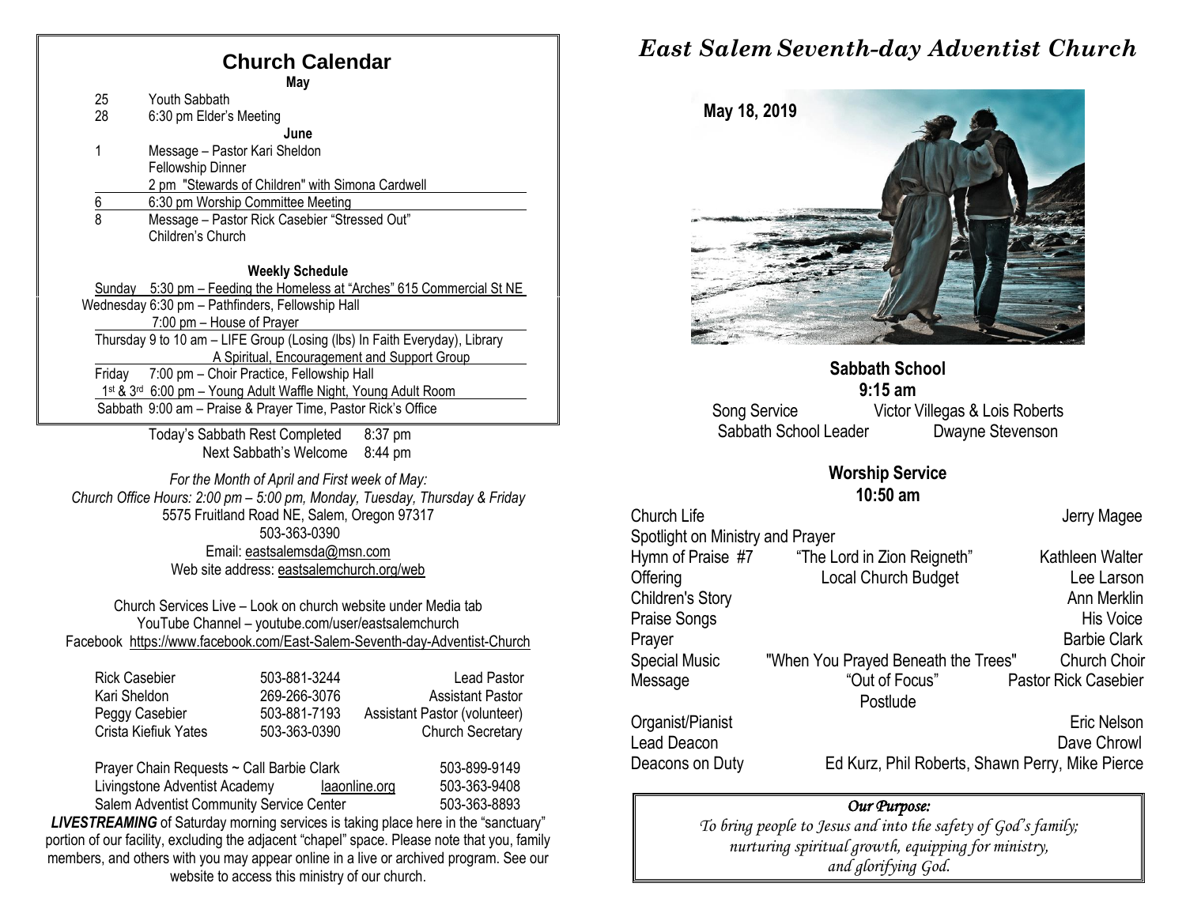## Church Calendar

**May**

| | |
|---|---|
| 25 | Youth Sabbath |
| 28 | 6:30 pm Elder's Meeting |

**June**

| | |
|---|---|
| 1 | Message – Pastor Kari Sheldon<br>Fellowship Dinner<br>2 pm "Stewards of Children" with Simona Cardwell |
| 6 | 6:30 pm Worship Committee Meeting |
| 8 | Message – Pastor Rick Casebier "Stressed Out"<br>Children's Church |

**Weekly Schedule**

- Sunday 5:30 pm – Feeding the Homeless at "Arches" 615 Commercial St NE
- Wednesday 6:30 pm – Pathfinders, Fellowship Hall
  7:00 pm – House of Prayer
- Thursday 9 to 10 am – LIFE Group (Losing (lbs) In Faith Everyday), Library
  A Spiritual, Encouragement and Support Group
- Friday 7:00 pm – Choir Practice, Fellowship Hall
  1st & 3rd 6:00 pm – Young Adult Waffle Night, Young Adult Room
- Sabbath 9:00 am – Praise & Prayer Time, Pastor Rick's Office

Today's Sabbath Rest Completed 8:37 pm
Next Sabbath's Welcome 8:44 pm

*For the Month of April and First week of May:*
*Church Office Hours: 2:00 pm – 5:00 pm, Monday, Tuesday, Thursday & Friday*
5575 Fruitland Road NE, Salem, Oregon 97317
503-363-0390
Email: eastsalemsda@msn.com
Web site address: eastsalemchurch.org/web

Church Services Live – Look on church website under Media tab
YouTube Channel – youtube.com/user/eastsalemchurch
Facebook https://www.facebook.com/East-Salem-Seventh-day-Adventist-Church

| | | |
|---|---|---|
| Rick Casebier | 503-881-3244 | Lead Pastor |
| Kari Sheldon | 269-266-3076 | Assistant Pastor |
| Peggy Casebier | 503-881-7193 | Assistant Pastor (volunteer) |
| Crista Kiefiuk Yates | 503-363-0390 | Church Secretary |

| | | |
|---|---|---|
| Prayer Chain Requests ~ Call Barbie Clark | | 503-899-9149 |
| Livingstone Adventist Academy | laaonline.org | 503-363-9408 |
| Salem Adventist Community Service Center | | 503-363-8893 |

***LIVESTREAMING*** of Saturday morning services is taking place here in the "sanctuary" portion of our facility, excluding the adjacent "chapel" space. Please note that you, family members, and others with you may appear online in a live or archived program. See our website to access this ministry of our church.

# *East Salem Seventh-day Adventist Church*

**May 18, 2019**

### Sabbath School
**9:15 am**

| | |
|---|---|
| Song Service | Victor Villegas & Lois Roberts |
| Sabbath School Leader | Dwayne Stevenson |

### Worship Service
**10:50 am**

| | | |
|---|---|---|
| Church Life | | Jerry Magee |
| Spotlight on Ministry and Prayer | | |
| Hymn of Praise #7 | "The Lord in Zion Reigneth" | Kathleen Walter |
| Offering | Local Church Budget | Lee Larson |
| Children's Story | | Ann Merklin |
| Praise Songs | | His Voice |
| Prayer | | Barbie Clark |
| Special Music | "When You Prayed Beneath the Trees" | Church Choir |
| Message | "Out of Focus" | Pastor Rick Casebier |
| | Postlude | |
| Organist/Pianist | | Eric Nelson |
| Lead Deacon | | Dave Chrowl |
| Deacons on Duty | | Ed Kurz, Phil Roberts, Shawn Perry, Mike Pierce |

*Our Purpose:*
*To bring people to Jesus and into the safety of God's family; nurturing spiritual growth, equipping for ministry, and glorifying God.*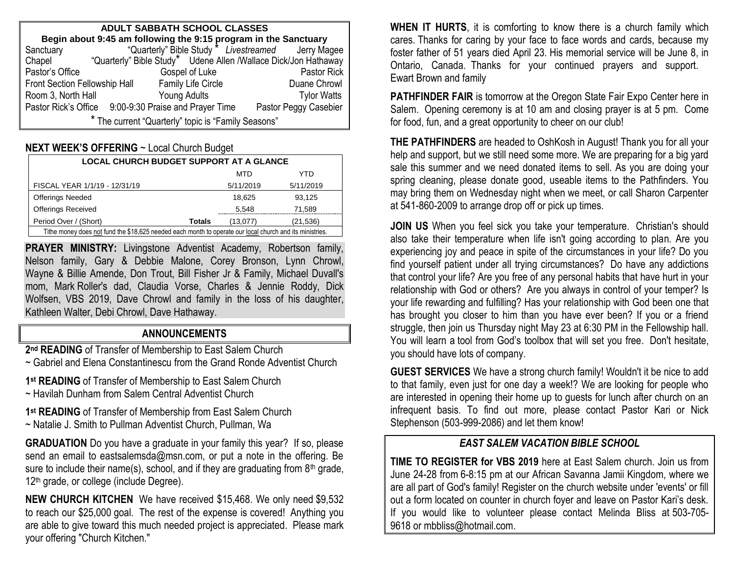## ADULT SABBATH SCHOOL CLASSES

**Begin about 9:45 am following the 9:15 program in the Sanctuary**

| | | |
|---|---|---|
| Sanctuary | "Quarterly" Bible Study * *Livestreamed* | Jerry Magee |
| Chapel | "Quarterly" Bible Study* | Udene Allen /Wallace Dick/Jon Hathaway |
| Pastor's Office | Gospel of Luke | Pastor Rick |
| Front Section Fellowship Hall | Family Life Circle | Duane Chrowl |
| Room 3, North Hall | Young Adults | Tylor Watts |
| Pastor Rick's Office | 9:00-9:30 Praise and Prayer Time | Pastor Peggy Casebier |

* The current "Quarterly" topic is "Family Seasons"

**NEXT WEEK'S OFFERING** ~ Local Church Budget

| LOCAL CHURCH BUDGET SUPPORT AT A GLANCE | | | |
|---|---|---|---|
| | | MTD | YTD |
| FISCAL YEAR 1/1/19 - 12/31/19 | | 5/11/2019 | 5/11/2019 |
| Offerings Needed | | 18,625 | 93,125 |
| Offerings Received | | 5,548 | 71,589 |
| Period Over / (Short) | **Totals** | (13,077) | (21,536) |

Tithe money does not fund the $18,625 needed each month to operate our local church and its ministries.

**PRAYER MINISTRY:** Livingstone Adventist Academy, Robertson family, Nelson family, Gary & Debbie Malone, Corey Bronson, Lynn Chrowl, Wayne & Billie Amende, Don Trout, Bill Fisher Jr & Family, Michael Duvall's mom, Mark Roller's dad, Claudia Vorse, Charles & Jennie Roddy, Dick Wolfsen, VBS 2019, Dave Chrowl and family in the loss of his daughter, Kathleen Walter, Debi Chrowl, Dave Hathaway.

## ANNOUNCEMENTS

**2nd READING** of Transfer of Membership to East Salem Church
~ Gabriel and Elena Constantinescu from the Grand Ronde Adventist Church

**1st READING** of Transfer of Membership to East Salem Church
~ Havilah Dunham from Salem Central Adventist Church

**1st READING** of Transfer of Membership from East Salem Church
~ Natalie J. Smith to Pullman Adventist Church, Pullman, Wa

**GRADUATION** Do you have a graduate in your family this year? If so, please send an email to eastsalemsda@msn.com, or put a note in the offering. Be sure to include their name(s), school, and if they are graduating from 8th grade, 12th grade, or college (include Degree).

**NEW CHURCH KITCHEN** We have received $15,468. We only need $9,532 to reach our $25,000 goal. The rest of the expense is covered! Anything you are able to give toward this much needed project is appreciated. Please mark your offering "Church Kitchen."

**WHEN IT HURTS**, it is comforting to know there is a church family which cares. Thanks for caring by your face to face words and cards, because my foster father of 51 years died April 23. His memorial service will be June 8, in Ontario, Canada. Thanks for your continued prayers and support. Ewart Brown and family

**PATHFINDER FAIR** is tomorrow at the Oregon State Fair Expo Center here in Salem. Opening ceremony is at 10 am and closing prayer is at 5 pm. Come for food, fun, and a great opportunity to cheer on our club!

**THE PATHFINDERS** are headed to OshKosh in August! Thank you for all your help and support, but we still need some more. We are preparing for a big yard sale this summer and we need donated items to sell. As you are doing your spring cleaning, please donate good, useable items to the Pathfinders. You may bring them on Wednesday night when we meet, or call Sharon Carpenter at 541-860-2009 to arrange drop off or pick up times.

**JOIN US** When you feel sick you take your temperature. Christian's should also take their temperature when life isn't going according to plan. Are you experiencing joy and peace in spite of the circumstances in your life? Do you find yourself patient under all trying circumstances? Do have any addictions that control your life? Are you free of any personal habits that have hurt in your relationship with God or others? Are you always in control of your temper? Is your life rewarding and fulfilling? Has your relationship with God been one that has brought you closer to him than you have ever been? If you or a friend struggle, then join us Thursday night May 23 at 6:30 PM in the Fellowship hall. You will learn a tool from God's toolbox that will set you free. Don't hesitate, you should have lots of company.

**GUEST SERVICES** We have a strong church family! Wouldn't it be nice to add to that family, even just for one day a week!? We are looking for people who are interested in opening their home up to guests for lunch after church on an infrequent basis. To find out more, please contact Pastor Kari or Nick Stephenson (503-999-2086) and let them know!

### *EAST SALEM VACATION BIBLE SCHOOL*

**TIME TO REGISTER for VBS 2019** here at East Salem church. Join us from June 24-28 from 6-8:15 pm at our African Savanna Jamii Kingdom, where we are all part of God's family! Register on the church website under 'events' or fill out a form located on counter in church foyer and leave on Pastor Kari's desk. If you would like to volunteer please contact Melinda Bliss at 503-705-9618 or mbbliss@hotmail.com.